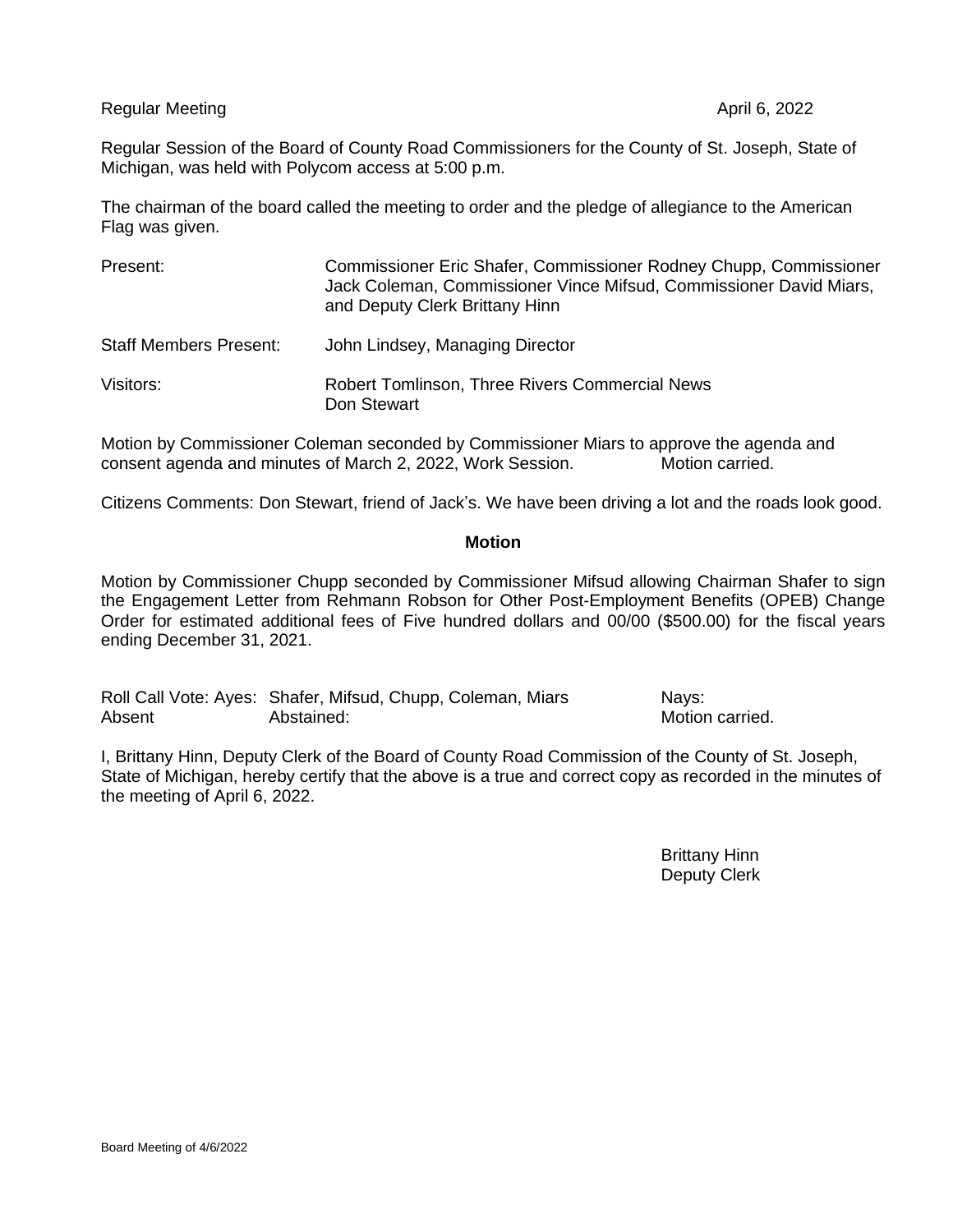Regular Meeting April 6, 2022

Regular Session of the Board of County Road Commissioners for the County of St. Joseph, State of Michigan, was held with Polycom access at 5:00 p.m.

The chairman of the board called the meeting to order and the pledge of allegiance to the American Flag was given.

| | |
|---|---|
| Present: | Commissioner Eric Shafer, Commissioner Rodney Chupp, Commissioner Jack Coleman, Commissioner Vince Mifsud, Commissioner David Miars, and Deputy Clerk Brittany Hinn |
| Staff Members Present: | John Lindsey, Managing Director |
| Visitors: | Robert Tomlinson, Three Rivers Commercial News<br>Don Stewart |

Motion by Commissioner Coleman seconded by Commissioner Miars to approve the agenda and consent agenda and minutes of March 2, 2022, Work Session. Motion carried.

Citizens Comments: Don Stewart, friend of Jack's. We have been driving a lot and the roads look good.

**Motion**

Motion by Commissioner Chupp seconded by Commissioner Mifsud allowing Chairman Shafer to sign the Engagement Letter from Rehmann Robson for Other Post-Employment Benefits (OPEB) Change Order for estimated additional fees of Five hundred dollars and 00/00 ($500.00) for the fiscal years ending December 31, 2021.

Roll Call Vote: Ayes: Shafer, Mifsud, Chupp, Coleman, Miars Nays:
Absent Abstained: Motion carried.

I, Brittany Hinn, Deputy Clerk of the Board of County Road Commission of the County of St. Joseph, State of Michigan, hereby certify that the above is a true and correct copy as recorded in the minutes of the meeting of April 6, 2022.

Brittany Hinn
Deputy Clerk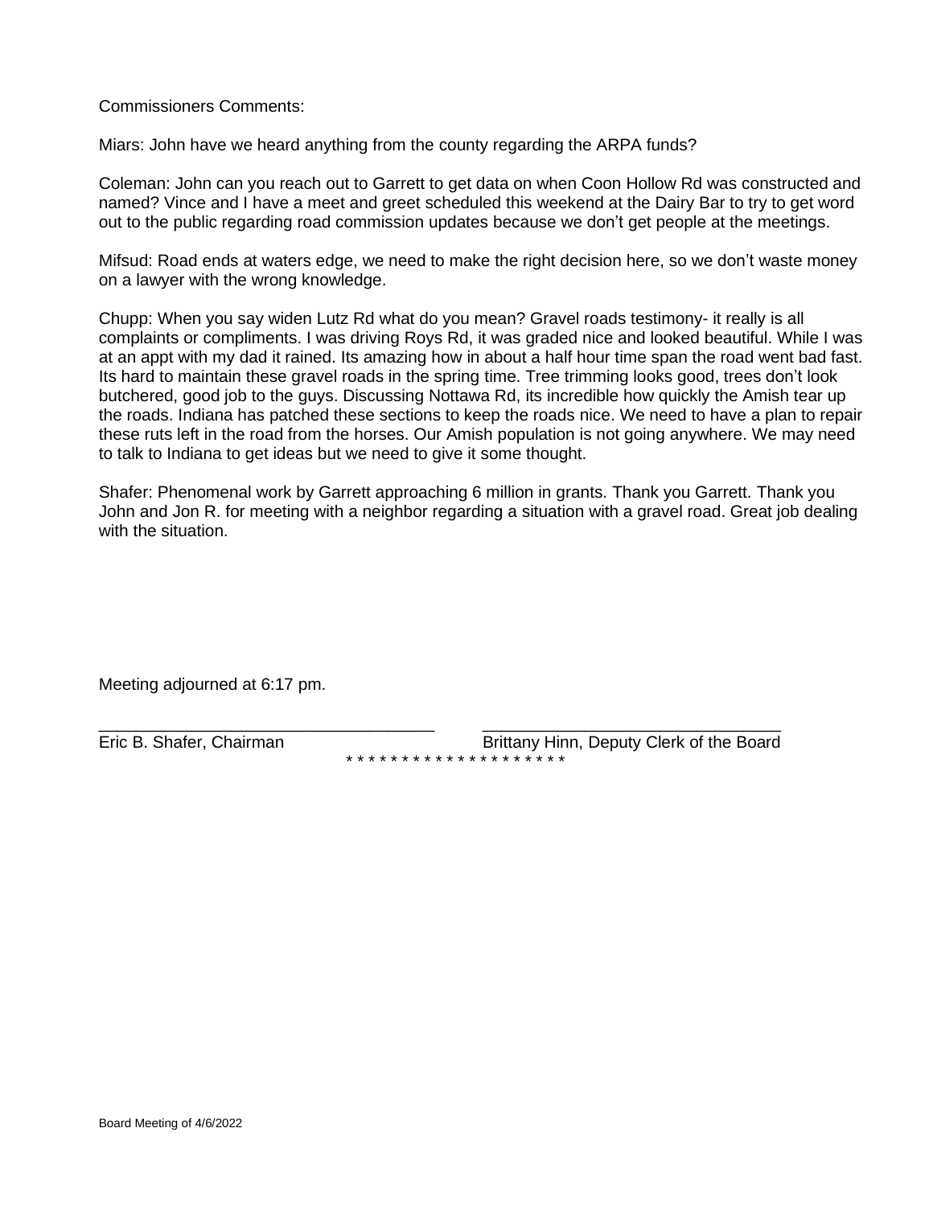Commissioners Comments:

Miars: John have we heard anything from the county regarding the ARPA funds?

Coleman: John can you reach out to Garrett to get data on when Coon Hollow Rd was constructed and named? Vince and I have a meet and greet scheduled this weekend at the Dairy Bar to try to get word out to the public regarding road commission updates because we don't get people at the meetings.

Mifsud: Road ends at waters edge, we need to make the right decision here, so we don't waste money on a lawyer with the wrong knowledge.

Chupp: When you say widen Lutz Rd what do you mean? Gravel roads testimony- it really is all complaints or compliments. I was driving Roys Rd, it was graded nice and looked beautiful. While I was at an appt with my dad it rained. Its amazing how in about a half hour time span the road went bad fast. Its hard to maintain these gravel roads in the spring time. Tree trimming looks good, trees don't look butchered, good job to the guys. Discussing Nottawa Rd, its incredible how quickly the Amish tear up the roads. Indiana has patched these sections to keep the roads nice. We need to have a plan to repair these ruts left in the road from the horses. Our Amish population is not going anywhere. We may need to talk to Indiana to get ideas but we need to give it some thought.

Shafer: Phenomenal work by Garrett approaching 6 million in grants. Thank you Garrett. Thank you John and Jon R. for meeting with a neighbor regarding a situation with a gravel road. Great job dealing with the situation.

Meeting adjourned at 6:17 pm.

\_\_\_\_\_\_\_\_\_\_\_\_\_\_\_\_\_\_\_\_\_\_\_\_\_\_\_\_\_\_\_\_\_\_\_ \_\_\_\_\_\_\_\_\_\_\_\_\_\_\_\_\_\_\_\_\_\_\_\_\_\_\_\_\_\_\_\_\_

Eric B. Shafer, Chairman Brittany Hinn, Deputy Clerk of the Board

* * * * * * * * * * * * * * * * * * * *